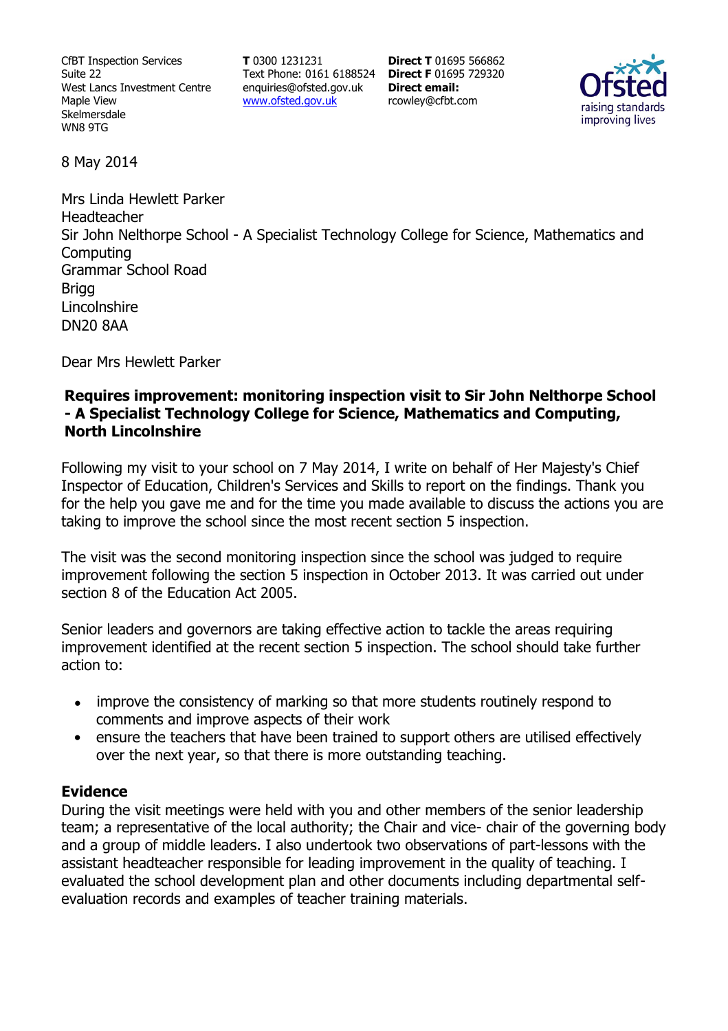CfBT Inspection Services
Suite 22
West Lancs Investment Centre
Maple View
Skelmersdale
WN8 9TG

**T** 0300 1231231
Text Phone: 0161 6188524
enquiries@ofsted.gov.uk
www.ofsted.gov.uk

**Direct T** 01695 566862
**Direct F** 01695 729320
**Direct email:**
rcowley@cfbt.com

8 May 2014

Mrs Linda Hewlett Parker
Headteacher
Sir John Nelthorpe School - A Specialist Technology College for Science, Mathematics and Computing
Grammar School Road
Brigg
Lincolnshire
DN20 8AA

Dear Mrs Hewlett Parker

**Requires improvement: monitoring inspection visit to Sir John Nelthorpe School - A Specialist Technology College for Science, Mathematics and Computing, North Lincolnshire**

Following my visit to your school on 7 May 2014, I write on behalf of Her Majesty's Chief Inspector of Education, Children's Services and Skills to report on the findings. Thank you for the help you gave me and for the time you made available to discuss the actions you are taking to improve the school since the most recent section 5 inspection.

The visit was the second monitoring inspection since the school was judged to require improvement following the section 5 inspection in October 2013. It was carried out under section 8 of the Education Act 2005.

Senior leaders and governors are taking effective action to tackle the areas requiring improvement identified at the recent section 5 inspection. The school should take further action to:

- improve the consistency of marking so that more students routinely respond to comments and improve aspects of their work
- ensure the teachers that have been trained to support others are utilised effectively over the next year, so that there is more outstanding teaching.

## Evidence

During the visit meetings were held with you and other members of the senior leadership team; a representative of the local authority; the Chair and vice- chair of the governing body and a group of middle leaders. I also undertook two observations of part-lessons with the assistant headteacher responsible for leading improvement in the quality of teaching. I evaluated the school development plan and other documents including departmental self-evaluation records and examples of teacher training materials.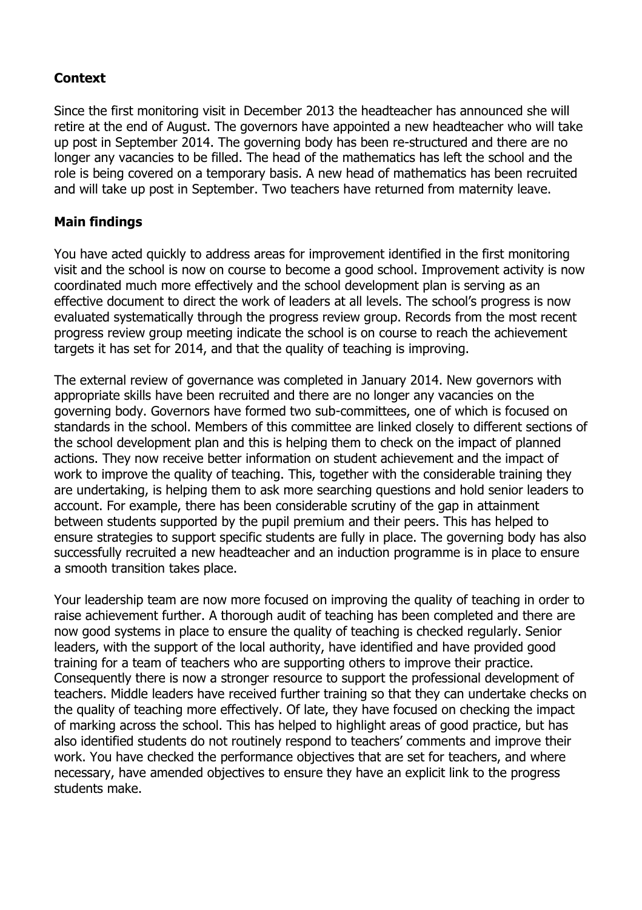**Context**

Since the first monitoring visit in December 2013 the headteacher has announced she will retire at the end of August. The governors have appointed a new headteacher who will take up post in September 2014. The governing body has been re-structured and there are no longer any vacancies to be filled. The head of the mathematics has left the school and the role is being covered on a temporary basis. A new head of mathematics has been recruited and will take up post in September. Two teachers have returned from maternity leave.

**Main findings**

You have acted quickly to address areas for improvement identified in the first monitoring visit and the school is now on course to become a good school. Improvement activity is now coordinated much more effectively and the school development plan is serving as an effective document to direct the work of leaders at all levels. The school's progress is now evaluated systematically through the progress review group. Records from the most recent progress review group meeting indicate the school is on course to reach the achievement targets it has set for 2014, and that the quality of teaching is improving.

The external review of governance was completed in January 2014. New governors with appropriate skills have been recruited and there are no longer any vacancies on the governing body. Governors have formed two sub-committees, one of which is focused on standards in the school. Members of this committee are linked closely to different sections of the school development plan and this is helping them to check on the impact of planned actions. They now receive better information on student achievement and the impact of work to improve the quality of teaching. This, together with the considerable training they are undertaking, is helping them to ask more searching questions and hold senior leaders to account. For example, there has been considerable scrutiny of the gap in attainment between students supported by the pupil premium and their peers. This has helped to ensure strategies to support specific students are fully in place. The governing body has also successfully recruited a new headteacher and an induction programme is in place to ensure a smooth transition takes place.

Your leadership team are now more focused on improving the quality of teaching in order to raise achievement further. A thorough audit of teaching has been completed and there are now good systems in place to ensure the quality of teaching is checked regularly. Senior leaders, with the support of the local authority, have identified and have provided good training for a team of teachers who are supporting others to improve their practice. Consequently there is now a stronger resource to support the professional development of teachers. Middle leaders have received further training so that they can undertake checks on the quality of teaching more effectively. Of late, they have focused on checking the impact of marking across the school. This has helped to highlight areas of good practice, but has also identified students do not routinely respond to teachers' comments and improve their work. You have checked the performance objectives that are set for teachers, and where necessary, have amended objectives to ensure they have an explicit link to the progress students make.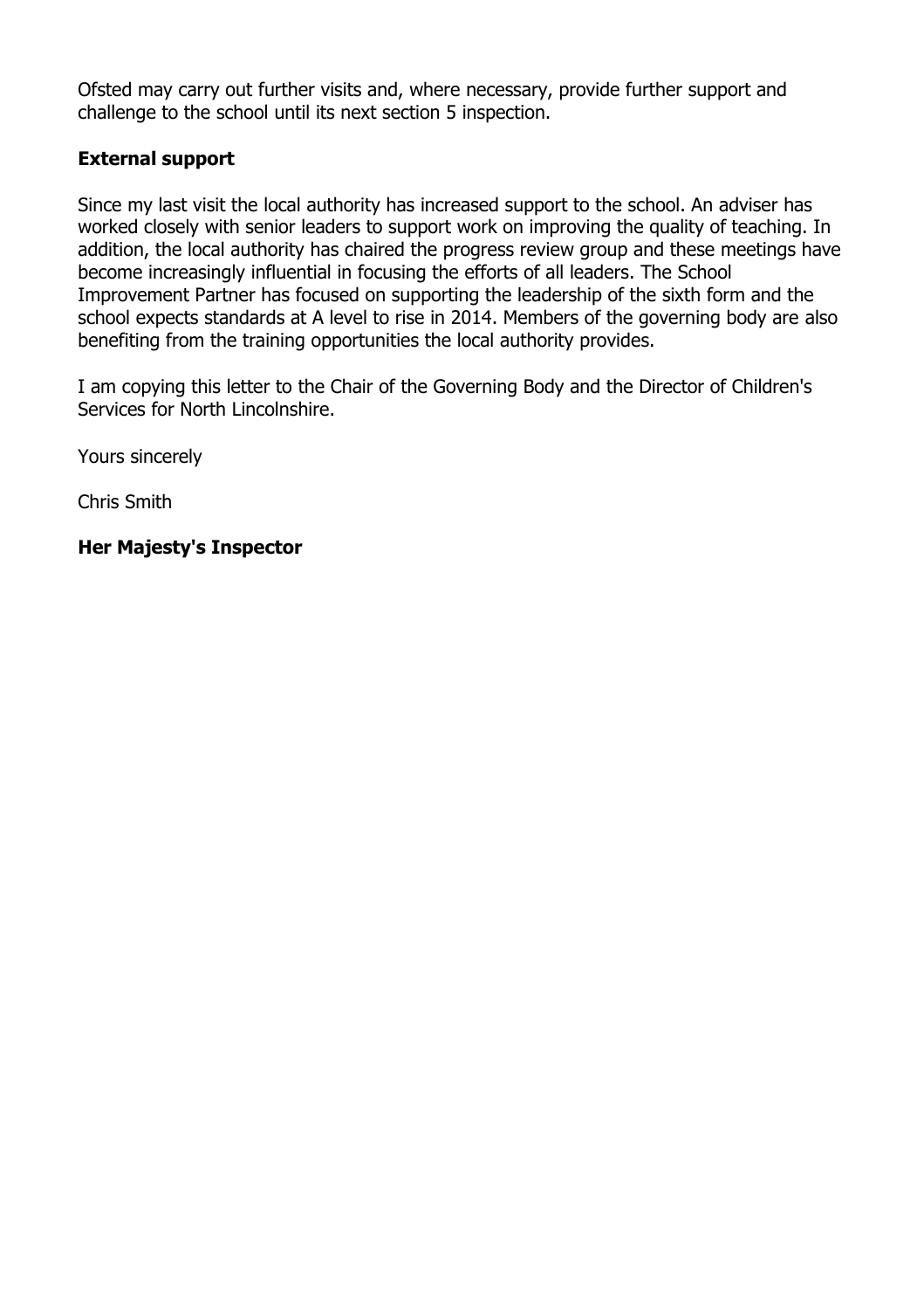Ofsted may carry out further visits and, where necessary, provide further support and challenge to the school until its next section 5 inspection.

## External support

Since my last visit the local authority has increased support to the school. An adviser has worked closely with senior leaders to support work on improving the quality of teaching. In addition, the local authority has chaired the progress review group and these meetings have become increasingly influential in focusing the efforts of all leaders. The School Improvement Partner has focused on supporting the leadership of the sixth form and the school expects standards at A level to rise in 2014. Members of the governing body are also benefiting from the training opportunities the local authority provides.

I am copying this letter to the Chair of the Governing Body and the Director of Children's Services for North Lincolnshire.

Yours sincerely

Chris Smith

**Her Majesty's Inspector**